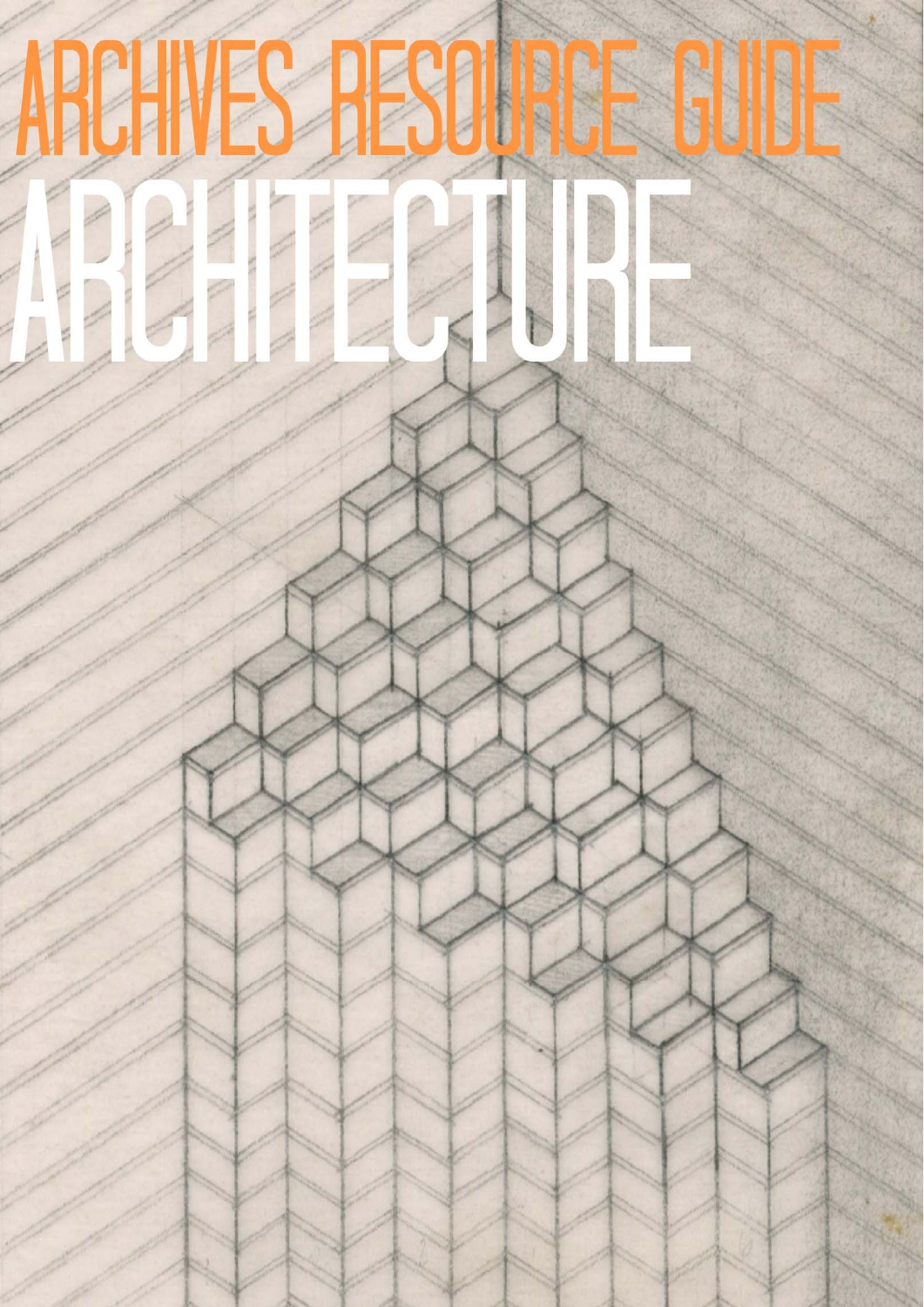# ARCHIVES RESOURCE GUIDE

# ARCHITECTURE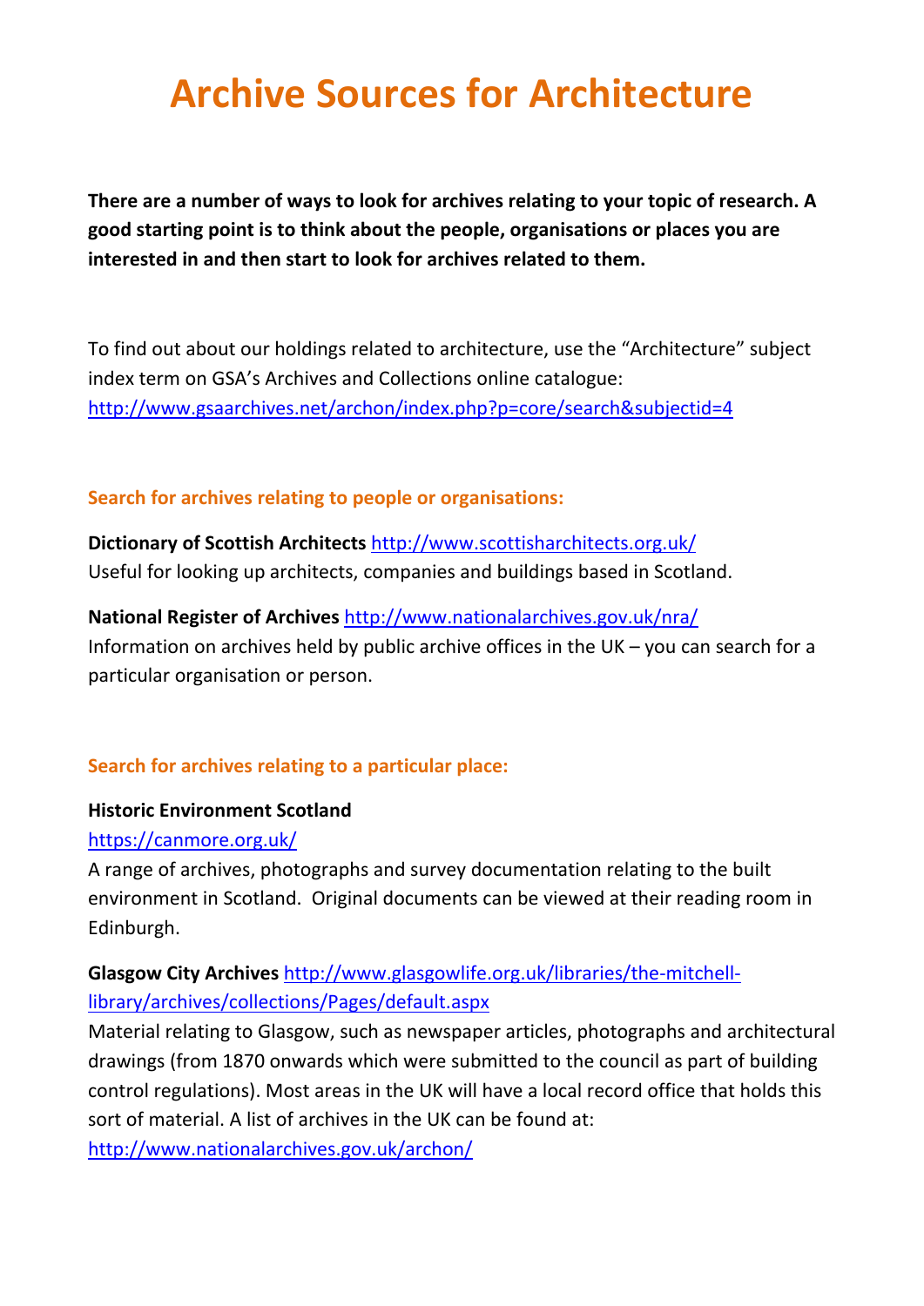# Archive Sources for Architecture

**There are a number of ways to look for archives relating to your topic of research. A good starting point is to think about the people, organisations or places you are interested in and then start to look for archives related to them.**

To find out about our holdings related to architecture, use the "Architecture" subject index term on GSA's Archives and Collections online catalogue: http://www.gsaarchives.net/archon/index.php?p=core/search&subjectid=4

### Search for archives relating to people or organisations:

**Dictionary of Scottish Architects** http://www.scottisharchitects.org.uk/
Useful for looking up architects, companies and buildings based in Scotland.

**National Register of Archives** http://www.nationalarchives.gov.uk/nra/
Information on archives held by public archive offices in the UK – you can search for a particular organisation or person.

### Search for archives relating to a particular place:

**Historic Environment Scotland**
https://canmore.org.uk/
A range of archives, photographs and survey documentation relating to the built environment in Scotland. Original documents can be viewed at their reading room in Edinburgh.

**Glasgow City Archives** http://www.glasgowlife.org.uk/libraries/the-mitchell-library/archives/collections/Pages/default.aspx
Material relating to Glasgow, such as newspaper articles, photographs and architectural drawings (from 1870 onwards which were submitted to the council as part of building control regulations). Most areas in the UK will have a local record office that holds this sort of material. A list of archives in the UK can be found at: http://www.nationalarchives.gov.uk/archon/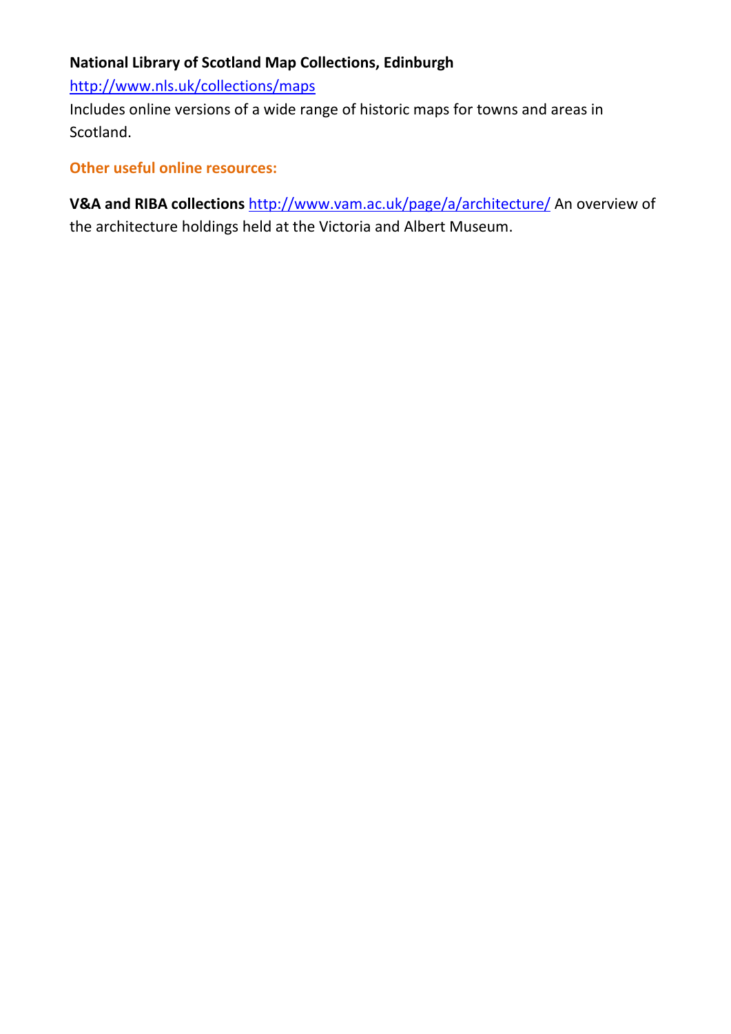**National Library of Scotland Map Collections, Edinburgh**
http://www.nls.uk/collections/maps
Includes online versions of a wide range of historic maps for towns and areas in Scotland.

**Other useful online resources:**

**V&A and RIBA collections** http://www.vam.ac.uk/page/a/architecture/ An overview of the architecture holdings held at the Victoria and Albert Museum.